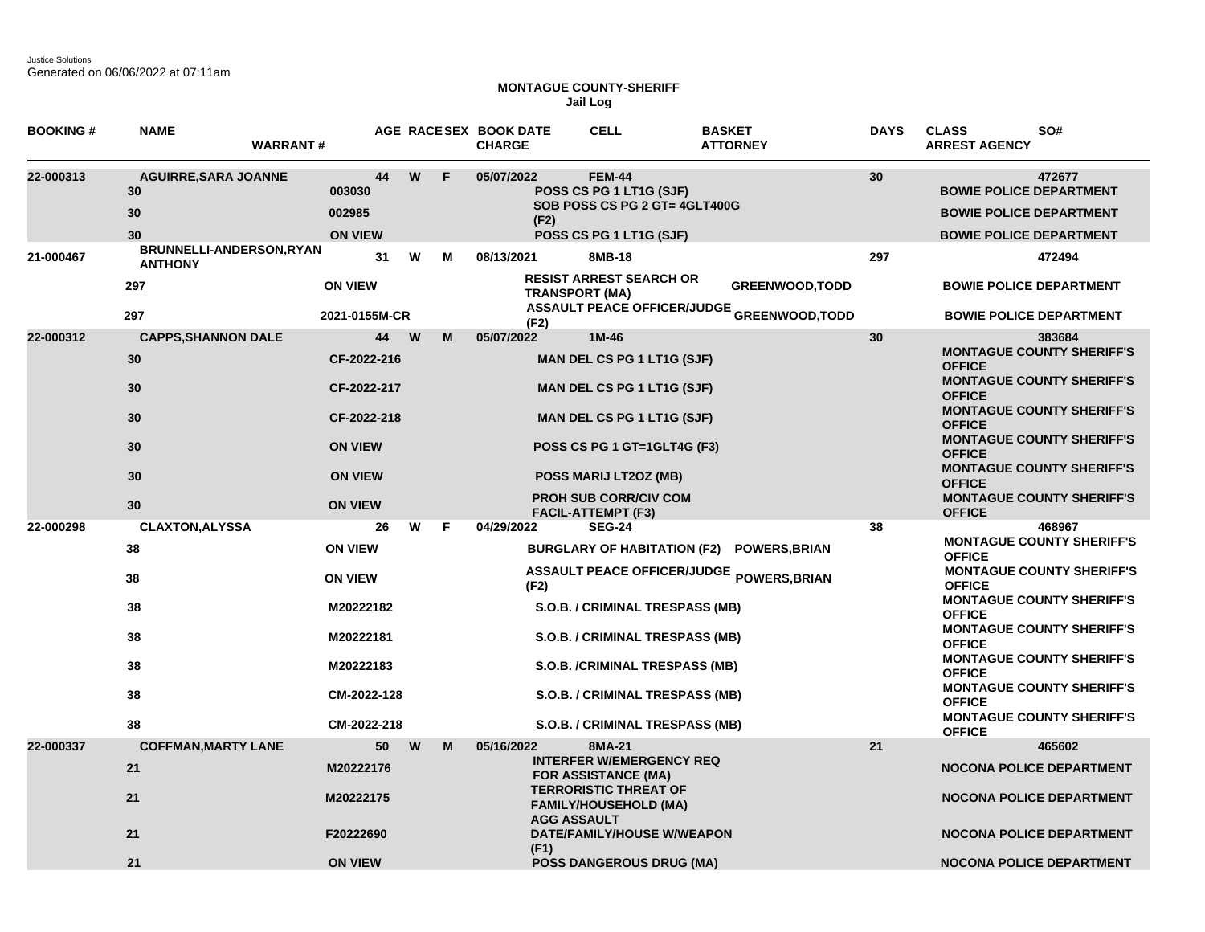Justice Solutions
Generated on 06/06/2022 at 07:11am

**MONTAGUE COUNTY-SHERIFF**
**Jail Log**

| BOOKING # | NAME | WARRANT # | AGE | RACE | SEX | BOOK DATE / CHARGE | CELL | BASKET / ATTORNEY | DAYS | CLASS / ARREST AGENCY | SO# |
|---|---|---|---|---|---|---|---|---|---|---|---|
| 22-000313 | AGUIRRE,SARA JOANNE | | 44 | W | F | 05/07/2022 | FEM-44 | | 30 | | 472677 |
| | 30 | 003030 | | | | POSS CS PG 1 LT1G (SJF) | | | | BOWIE POLICE DEPARTMENT | |
| | 30 | 002985 | | | | SOB POSS CS PG 2 GT= 4GLT400G (F2) | | | | BOWIE POLICE DEPARTMENT | |
| | 30 | ON VIEW | | | | POSS CS PG 1 LT1G (SJF) | | | | BOWIE POLICE DEPARTMENT | |
| 21-000467 | BRUNNELLI-ANDERSON,RYAN ANTHONY | | 31 | W | M | 08/13/2021 | 8MB-18 | | 297 | | 472494 |
| | 297 | ON VIEW | | | | RESIST ARREST SEARCH OR TRANSPORT (MA) | | GREENWOOD,TODD | | BOWIE POLICE DEPARTMENT | |
| | 297 | 2021-0155M-CR | | | | ASSAULT PEACE OFFICER/JUDGE (F2) | | GREENWOOD,TODD | | BOWIE POLICE DEPARTMENT | |
| 22-000312 | CAPPS,SHANNON DALE | | 44 | W | M | 05/07/2022 | 1M-46 | | 30 | | 383684 |
| | 30 | CF-2022-216 | | | | MAN DEL CS PG 1 LT1G (SJF) | | | | MONTAGUE COUNTY SHERIFF'S OFFICE | |
| | 30 | CF-2022-217 | | | | MAN DEL CS PG 1 LT1G (SJF) | | | | MONTAGUE COUNTY SHERIFF'S OFFICE | |
| | 30 | CF-2022-218 | | | | MAN DEL CS PG 1 LT1G (SJF) | | | | MONTAGUE COUNTY SHERIFF'S OFFICE | |
| | 30 | ON VIEW | | | | POSS CS PG 1 GT=1GLT4G (F3) | | | | MONTAGUE COUNTY SHERIFF'S OFFICE | |
| | 30 | ON VIEW | | | | POSS MARIJ LT2OZ (MB) | | | | MONTAGUE COUNTY SHERIFF'S OFFICE | |
| | 30 | ON VIEW | | | | PROH SUB CORR/CIV COM FACIL-ATTEMPT (F3) | | | | MONTAGUE COUNTY SHERIFF'S OFFICE | |
| 22-000298 | CLAXTON,ALYSSA | | 26 | W | F | 04/29/2022 | SEG-24 | | 38 | | 468967 |
| | 38 | ON VIEW | | | | BURGLARY OF HABITATION (F2) | | POWERS,BRIAN | | MONTAGUE COUNTY SHERIFF'S OFFICE | |
| | 38 | ON VIEW | | | | ASSAULT PEACE OFFICER/JUDGE (F2) | | POWERS,BRIAN | | MONTAGUE COUNTY SHERIFF'S OFFICE | |
| | 38 | M20222182 | | | | S.O.B. / CRIMINAL TRESPASS (MB) | | | | MONTAGUE COUNTY SHERIFF'S OFFICE | |
| | 38 | M20222181 | | | | S.O.B. / CRIMINAL TRESPASS (MB) | | | | MONTAGUE COUNTY SHERIFF'S OFFICE | |
| | 38 | M20222183 | | | | S.O.B. /CRIMINAL TRESPASS (MB) | | | | MONTAGUE COUNTY SHERIFF'S OFFICE | |
| | 38 | CM-2022-128 | | | | S.O.B. / CRIMINAL TRESPASS (MB) | | | | MONTAGUE COUNTY SHERIFF'S OFFICE | |
| | 38 | CM-2022-218 | | | | S.O.B. / CRIMINAL TRESPASS (MB) | | | | MONTAGUE COUNTY SHERIFF'S OFFICE | |
| 22-000337 | COFFMAN,MARTY LANE | | 50 | W | M | 05/16/2022 | 8MA-21 | | 21 | | 465602 |
| | 21 | M20222176 | | | | INTERFER W/EMERGENCY REQ FOR ASSISTANCE (MA) | | | | NOCONA POLICE DEPARTMENT | |
| | 21 | M20222175 | | | | TERRORISTIC THREAT OF FAMILY/HOUSEHOLD (MA) | | | | NOCONA POLICE DEPARTMENT | |
| | 21 | F20222690 | | | | AGG ASSAULT DATE/FAMILY/HOUSE W/WEAPON (F1) | | | | NOCONA POLICE DEPARTMENT | |
| | 21 | ON VIEW | | | | POSS DANGEROUS DRUG (MA) | | | | NOCONA POLICE DEPARTMENT | |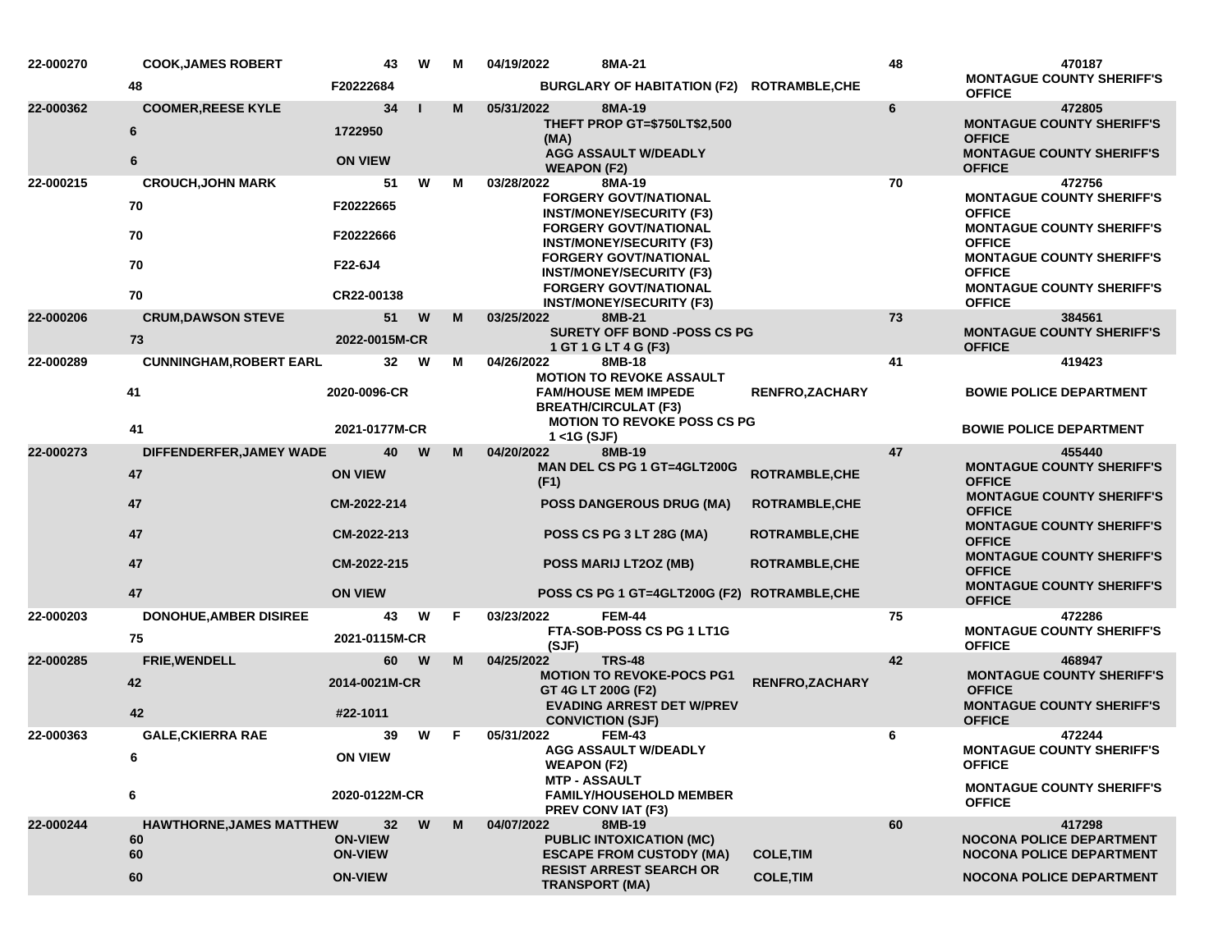| | | | | | | | | | |
|---|---|---|---|---|---|---|---|---|---|
| 22-000270 | COOK,JAMES ROBERT | 43 | W | M | 04/19/2022 | 8MA-21 | | 48 | 470187 |
| | 48 | F20222684 | | | | BURGLARY OF HABITATION (F2) | ROTRAMBLE,CHE | | MONTAGUE COUNTY SHERIFF'S OFFICE |
| 22-000362 | COOMER,REESE KYLE | 34 | I | M | 05/31/2022 | 8MA-19 | | 6 | 472805 |
| | 6 | 1722950 | | | | THEFT PROP GT=$750LT$2,500 (MA) | | | MONTAGUE COUNTY SHERIFF'S OFFICE |
| | 6 | ON VIEW | | | | AGG ASSAULT W/DEADLY WEAPON (F2) | | | MONTAGUE COUNTY SHERIFF'S OFFICE |
| 22-000215 | CROUCH,JOHN MARK | 51 | W | M | 03/28/2022 | 8MA-19 | | 70 | 472756 |
| | 70 | F20222665 | | | | FORGERY GOVT/NATIONAL INST/MONEY/SECURITY (F3) | | | MONTAGUE COUNTY SHERIFF'S OFFICE |
| | 70 | F20222666 | | | | FORGERY GOVT/NATIONAL INST/MONEY/SECURITY (F3) | | | MONTAGUE COUNTY SHERIFF'S OFFICE |
| | 70 | F22-6J4 | | | | FORGERY GOVT/NATIONAL INST/MONEY/SECURITY (F3) | | | MONTAGUE COUNTY SHERIFF'S OFFICE |
| | 70 | CR22-00138 | | | | FORGERY GOVT/NATIONAL INST/MONEY/SECURITY (F3) | | | MONTAGUE COUNTY SHERIFF'S OFFICE |
| 22-000206 | CRUM,DAWSON STEVE | 51 | W | M | 03/25/2022 | 8MB-21 | | 73 | 384561 |
| | 73 | 2022-0015M-CR | | | | SURETY OFF BOND -POSS CS PG 1 GT 1 G LT 4 G (F3) | | | MONTAGUE COUNTY SHERIFF'S OFFICE |
| 22-000289 | CUNNINGHAM,ROBERT EARL | 32 | W | M | 04/26/2022 | 8MB-18 | | 41 | 419423 |
| | 41 | 2020-0096-CR | | | | MOTION TO REVOKE ASSAULT FAM/HOUSE MEM IMPEDE BREATH/CIRCULAT (F3) | RENFRO,ZACHARY | | BOWIE POLICE DEPARTMENT |
| | 41 | 2021-0177M-CR | | | | MOTION TO REVOKE POSS CS PG 1 <1G (SJF) | | | BOWIE POLICE DEPARTMENT |
| 22-000273 | DIFFENDERFER,JAMEY WADE | 40 | W | M | 04/20/2022 | 8MB-19 | | 47 | 455440 |
| | 47 | ON VIEW | | | | MAN DEL CS PG 1 GT=4GLT200G (F1) | ROTRAMBLE,CHE | | MONTAGUE COUNTY SHERIFF'S OFFICE |
| | 47 | CM-2022-214 | | | | POSS DANGEROUS DRUG (MA) | ROTRAMBLE,CHE | | MONTAGUE COUNTY SHERIFF'S OFFICE |
| | 47 | CM-2022-213 | | | | POSS CS PG 3 LT 28G (MA) | ROTRAMBLE,CHE | | MONTAGUE COUNTY SHERIFF'S OFFICE |
| | 47 | CM-2022-215 | | | | POSS MARIJ LT2OZ (MB) | ROTRAMBLE,CHE | | MONTAGUE COUNTY SHERIFF'S OFFICE |
| | 47 | ON VIEW | | | | POSS CS PG 1 GT=4GLT200G (F2) | ROTRAMBLE,CHE | | MONTAGUE COUNTY SHERIFF'S OFFICE |
| 22-000203 | DONOHUE,AMBER DISIREE | 43 | W | F | 03/23/2022 | FEM-44 | | 75 | 472286 |
| | 75 | 2021-0115M-CR | | | | FTA-SOB-POSS CS PG 1 LT1G (SJF) | | | MONTAGUE COUNTY SHERIFF'S OFFICE |
| 22-000285 | FRIE,WENDELL | 60 | W | M | 04/25/2022 | TRS-48 | | 42 | 468947 |
| | 42 | 2014-0021M-CR | | | | MOTION TO REVOKE-POCS PG1 GT 4G LT 200G (F2) | RENFRO,ZACHARY | | MONTAGUE COUNTY SHERIFF'S OFFICE |
| | 42 | #22-1011 | | | | EVADING ARREST DET W/PREV CONVICTION (SJF) | | | MONTAGUE COUNTY SHERIFF'S OFFICE |
| 22-000363 | GALE,CKIERRA RAE | 39 | W | F | 05/31/2022 | FEM-43 | | 6 | 472244 |
| | 6 | ON VIEW | | | | AGG ASSAULT W/DEADLY WEAPON (F2) | | | MONTAGUE COUNTY SHERIFF'S OFFICE |
| | 6 | 2020-0122M-CR | | | | MTP - ASSAULT FAMILY/HOUSEHOLD MEMBER PREV CONV IAT (F3) | | | MONTAGUE COUNTY SHERIFF'S OFFICE |
| 22-000244 | HAWTHORNE,JAMES MATTHEW | 32 | W | M | 04/07/2022 | 8MB-19 | | 60 | 417298 |
| | 60 | ON-VIEW | | | | PUBLIC INTOXICATION (MC) | | | NOCONA POLICE DEPARTMENT |
| | 60 | ON-VIEW | | | | ESCAPE FROM CUSTODY (MA) | COLE,TIM | | NOCONA POLICE DEPARTMENT |
| | 60 | ON-VIEW | | | | RESIST ARREST SEARCH OR TRANSPORT (MA) | COLE,TIM | | NOCONA POLICE DEPARTMENT |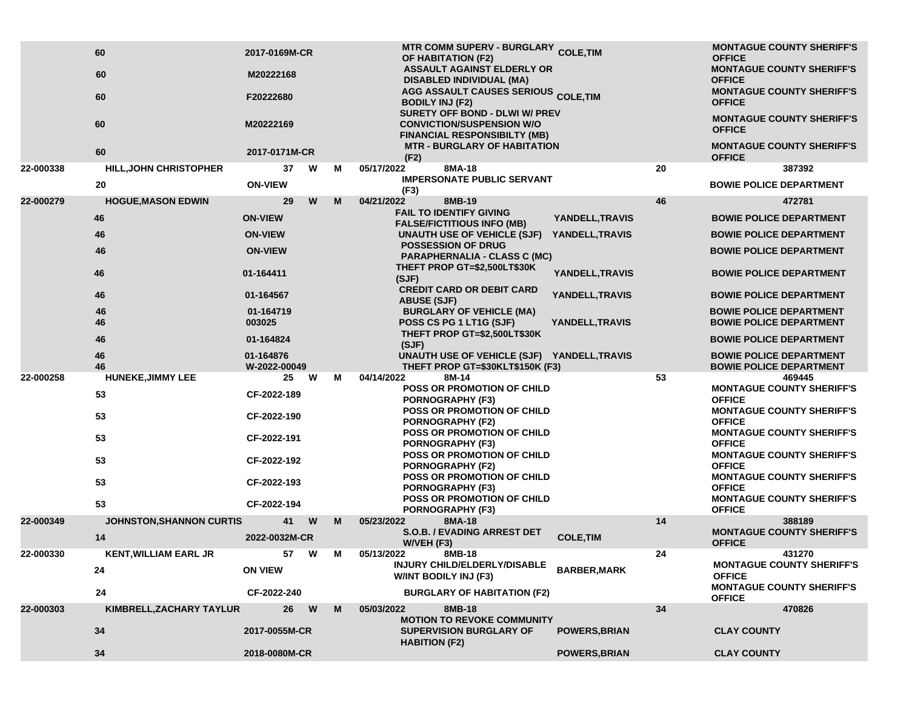| | | | | | | | | | |
|---|---|---|---|---|---|---|---|---|---|
| | 60 | 2017-0169M-CR | | | | MTR COMM SUPERV - BURGLARY OF HABITATION (F2) | COLE,TIM | | MONTAGUE COUNTY SHERIFF'S OFFICE |
| | 60 | M20222168 | | | | ASSAULT AGAINST ELDERLY OR DISABLED INDIVIDUAL (MA) | | | MONTAGUE COUNTY SHERIFF'S OFFICE |
| | 60 | F20222680 | | | | AGG ASSAULT CAUSES SERIOUS BODILY INJ (F2) | COLE,TIM | | MONTAGUE COUNTY SHERIFF'S OFFICE |
| | 60 | M20222169 | | | | SURETY OFF BOND - DLWI W/ PREV CONVICTION/SUSPENSION W/O FINANCIAL RESPONSIBILTY (MB) | | | MONTAGUE COUNTY SHERIFF'S OFFICE |
| | 60 | 2017-0171M-CR | | | | MTR - BURGLARY OF HABITATION (F2) | | | MONTAGUE COUNTY SHERIFF'S OFFICE |
| 22-000338 | HILL,JOHN CHRISTOPHER | 37 | W | M | 05/17/2022 | 8MA-18 | | 20 | 387392 |
| | 20 | ON-VIEW | | | | IMPERSONATE PUBLIC SERVANT (F3) | | | BOWIE POLICE DEPARTMENT |
| 22-000279 | HOGUE,MASON EDWIN | 29 | W | M | 04/21/2022 | 8MB-19 | | 46 | 472781 |
| | 46 | ON-VIEW | | | | FAIL TO IDENTIFY GIVING FALSE/FICTITIOUS INFO (MB) | YANDELL,TRAVIS | | BOWIE POLICE DEPARTMENT |
| | 46 | ON-VIEW | | | | UNAUTH USE OF VEHICLE (SJF) | YANDELL,TRAVIS | | BOWIE POLICE DEPARTMENT |
| | 46 | ON-VIEW | | | | POSSESSION OF DRUG PARAPHERNALIA - CLASS C (MC) | | | BOWIE POLICE DEPARTMENT |
| | 46 | 01-164411 | | | | THEFT PROP GT=$2,500LT$30K (SJF) | YANDELL,TRAVIS | | BOWIE POLICE DEPARTMENT |
| | 46 | 01-164567 | | | | CREDIT CARD OR DEBIT CARD ABUSE (SJF) | YANDELL,TRAVIS | | BOWIE POLICE DEPARTMENT |
| | 46 | 01-164719 | | | | BURGLARY OF VEHICLE (MA) | | | BOWIE POLICE DEPARTMENT |
| | 46 | 003025 | | | | POSS CS PG 1 LT1G (SJF) | YANDELL,TRAVIS | | BOWIE POLICE DEPARTMENT |
| | 46 | 01-164824 | | | | THEFT PROP GT=$2,500LT$30K (SJF) | | | BOWIE POLICE DEPARTMENT |
| | 46 | 01-164876 | | | | UNAUTH USE OF VEHICLE (SJF) | YANDELL,TRAVIS | | BOWIE POLICE DEPARTMENT |
| | 46 | W-2022-00049 | | | | THEFT PROP GT=$30KLT$150K (F3) | | | BOWIE POLICE DEPARTMENT |
| 22-000258 | HUNEKE,JIMMY LEE | 25 | W | M | 04/14/2022 | 8M-14 | | 53 | 469445 |
| | 53 | CF-2022-189 | | | | POSS OR PROMOTION OF CHILD PORNOGRAPHY (F3) | | | MONTAGUE COUNTY SHERIFF'S OFFICE |
| | 53 | CF-2022-190 | | | | POSS OR PROMOTION OF CHILD PORNOGRAPHY (F2) | | | MONTAGUE COUNTY SHERIFF'S OFFICE |
| | 53 | CF-2022-191 | | | | POSS OR PROMOTION OF CHILD PORNOGRAPHY (F3) | | | MONTAGUE COUNTY SHERIFF'S OFFICE |
| | 53 | CF-2022-192 | | | | POSS OR PROMOTION OF CHILD PORNOGRAPHY (F2) | | | MONTAGUE COUNTY SHERIFF'S OFFICE |
| | 53 | CF-2022-193 | | | | POSS OR PROMOTION OF CHILD PORNOGRAPHY (F3) | | | MONTAGUE COUNTY SHERIFF'S OFFICE |
| | 53 | CF-2022-194 | | | | POSS OR PROMOTION OF CHILD PORNOGRAPHY (F3) | | | MONTAGUE COUNTY SHERIFF'S OFFICE |
| 22-000349 | JOHNSTON,SHANNON CURTIS | 41 | W | M | 05/23/2022 | 8MA-18 | | 14 | 388189 |
| | 14 | 2022-0032M-CR | | | | S.O.B. / EVADING ARREST DET W/VEH (F3) | COLE,TIM | | MONTAGUE COUNTY SHERIFF'S OFFICE |
| 22-000330 | KENT,WILLIAM EARL JR | 57 | W | M | 05/13/2022 | 8MB-18 | | 24 | 431270 |
| | 24 | ON VIEW | | | | INJURY CHILD/ELDERLY/DISABLE W/INT BODILY INJ (F3) | BARBER,MARK | | MONTAGUE COUNTY SHERIFF'S OFFICE |
| | 24 | CF-2022-240 | | | | BURGLARY OF HABITATION (F2) | | | MONTAGUE COUNTY SHERIFF'S OFFICE |
| 22-000303 | KIMBRELL,ZACHARY TAYLUR | 26 | W | M | 05/03/2022 | 8MB-18 | | 34 | 470826 |
| | 34 | 2017-0055M-CR | | | | MOTION TO REVOKE COMMUNITY SUPERVISION BURGLARY OF HABITION (F2) | POWERS,BRIAN | | CLAY COUNTY |
| | 34 | 2018-0080M-CR | | | | | POWERS,BRIAN | | CLAY COUNTY |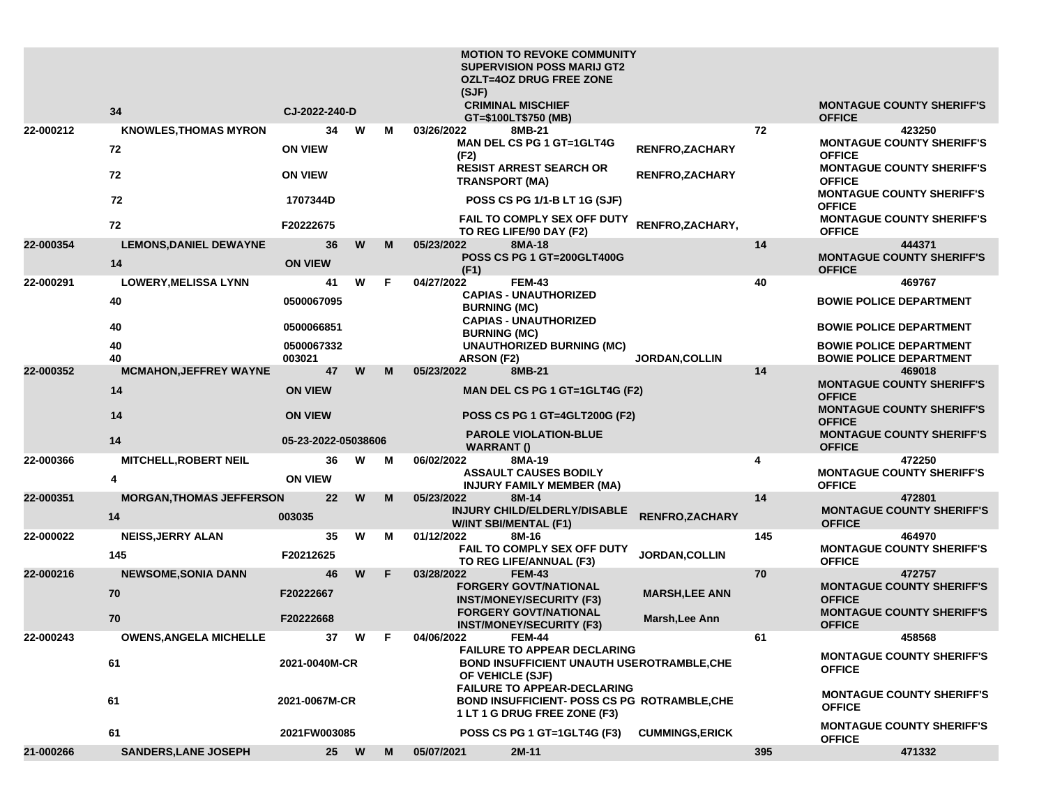| | | | | | | | | | |
|---|---|---|---|---|---|---|---|---|---|
| | 34 | CJ-2022-240-D | | | | MOTION TO REVOKE COMMUNITY SUPERVISION POSS MARIJ GT2 OZLT=4OZ DRUG FREE ZONE (SJF) CRIMINAL MISCHIEF GT=$100LT$750 (MB) | | | MONTAGUE COUNTY SHERIFF'S OFFICE |
| 22-000212 | KNOWLES,THOMAS MYRON | 34 | W | M | 03/26/2022 | 8MB-21 | | 72 | 423250 |
| | 72 | ON VIEW | | | | MAN DEL CS PG 1 GT=1GLT4G (F2) | RENFRO,ZACHARY | | MONTAGUE COUNTY SHERIFF'S OFFICE |
| | 72 | ON VIEW | | | | RESIST ARREST SEARCH OR TRANSPORT (MA) | RENFRO,ZACHARY | | MONTAGUE COUNTY SHERIFF'S OFFICE |
| | 72 | 1707344D | | | | POSS CS PG 1/1-B LT 1G (SJF) | | | MONTAGUE COUNTY SHERIFF'S OFFICE |
| | 72 | F20222675 | | | | FAIL TO COMPLY SEX OFF DUTY TO REG LIFE/90 DAY (F2) | RENFRO,ZACHARY, | | MONTAGUE COUNTY SHERIFF'S OFFICE |
| 22-000354 | LEMONS,DANIEL DEWAYNE | 36 | W | M | 05/23/2022 | 8MA-18 | | 14 | 444371 |
| | 14 | ON VIEW | | | | POSS CS PG 1 GT=200GLT400G (F1) | | | MONTAGUE COUNTY SHERIFF'S OFFICE |
| 22-000291 | LOWERY,MELISSA LYNN | 41 | W | F | 04/27/2022 | FEM-43 | | 40 | 469767 |
| | 40 | 0500067095 | | | | CAPIAS - UNAUTHORIZED BURNING (MC) | | | BOWIE POLICE DEPARTMENT |
| | 40 | 0500066851 | | | | CAPIAS - UNAUTHORIZED BURNING (MC) | | | BOWIE POLICE DEPARTMENT |
| | 40 | 0500067332 | | | | UNAUTHORIZED BURNING (MC) | | | BOWIE POLICE DEPARTMENT |
| | 40 | 003021 | | | | ARSON (F2) | JORDAN,COLLIN | | BOWIE POLICE DEPARTMENT |
| 22-000352 | MCMAHON,JEFFREY WAYNE | 47 | W | M | 05/23/2022 | 8MB-21 | | 14 | 469018 |
| | 14 | ON VIEW | | | | MAN DEL CS PG 1 GT=1GLT4G (F2) | | | MONTAGUE COUNTY SHERIFF'S OFFICE |
| | 14 | ON VIEW | | | | POSS CS PG 1 GT=4GLT200G (F2) | | | MONTAGUE COUNTY SHERIFF'S OFFICE |
| | 14 | 05-23-2022-05038606 | | | | PAROLE VIOLATION-BLUE WARRANT () | | | MONTAGUE COUNTY SHERIFF'S OFFICE |
| 22-000366 | MITCHELL,ROBERT NEIL | 36 | W | M | 06/02/2022 | 8MA-19 | | 4 | 472250 |
| | 4 | ON VIEW | | | | ASSAULT CAUSES BODILY INJURY FAMILY MEMBER (MA) | | | MONTAGUE COUNTY SHERIFF'S OFFICE |
| 22-000351 | MORGAN,THOMAS JEFFERSON | 22 | W | M | 05/23/2022 | 8M-14 | | 14 | 472801 |
| | 14 | 003035 | | | | INJURY CHILD/ELDERLY/DISABLE W/INT SBI/MENTAL (F1) | RENFRO,ZACHARY | | MONTAGUE COUNTY SHERIFF'S OFFICE |
| 22-000022 | NEISS,JERRY ALAN | 35 | W | M | 01/12/2022 | 8M-16 | | 145 | 464970 |
| | 145 | F20212625 | | | | FAIL TO COMPLY SEX OFF DUTY TO REG LIFE/ANNUAL (F3) | JORDAN,COLLIN | | MONTAGUE COUNTY SHERIFF'S OFFICE |
| 22-000216 | NEWSOME,SONIA DANN | 46 | W | F | 03/28/2022 | FEM-43 | | 70 | 472757 |
| | 70 | F20222667 | | | | FORGERY GOVT/NATIONAL INST/MONEY/SECURITY (F3) | MARSH,LEE ANN | | MONTAGUE COUNTY SHERIFF'S OFFICE |
| | 70 | F20222668 | | | | FORGERY GOVT/NATIONAL INST/MONEY/SECURITY (F3) | Marsh,Lee Ann | | MONTAGUE COUNTY SHERIFF'S OFFICE |
| 22-000243 | OWENS,ANGELA MICHELLE | 37 | W | F | 04/06/2022 | FEM-44 | | 61 | 458568 |
| | 61 | 2021-0040M-CR | | | | FAILURE TO APPEAR DECLARING BOND INSUFFICIENT UNAUTH USE OF VEHICLE (SJF) | ROTRAMBLE,CHE | | MONTAGUE COUNTY SHERIFF'S OFFICE |
| | 61 | 2021-0067M-CR | | | | FAILURE TO APPEAR-DECLARING BOND INSUFFICIENT- POSS CS PG 1 LT 1 G DRUG FREE ZONE (F3) | ROTRAMBLE,CHE | | MONTAGUE COUNTY SHERIFF'S OFFICE |
| | 61 | 2021FW003085 | | | | POSS CS PG 1 GT=1GLT4G (F3) | CUMMINGS,ERICK | | MONTAGUE COUNTY SHERIFF'S OFFICE |
| 21-000266 | SANDERS,LANE JOSEPH | 25 | W | M | 05/07/2021 | 2M-11 | | 395 | 471332 |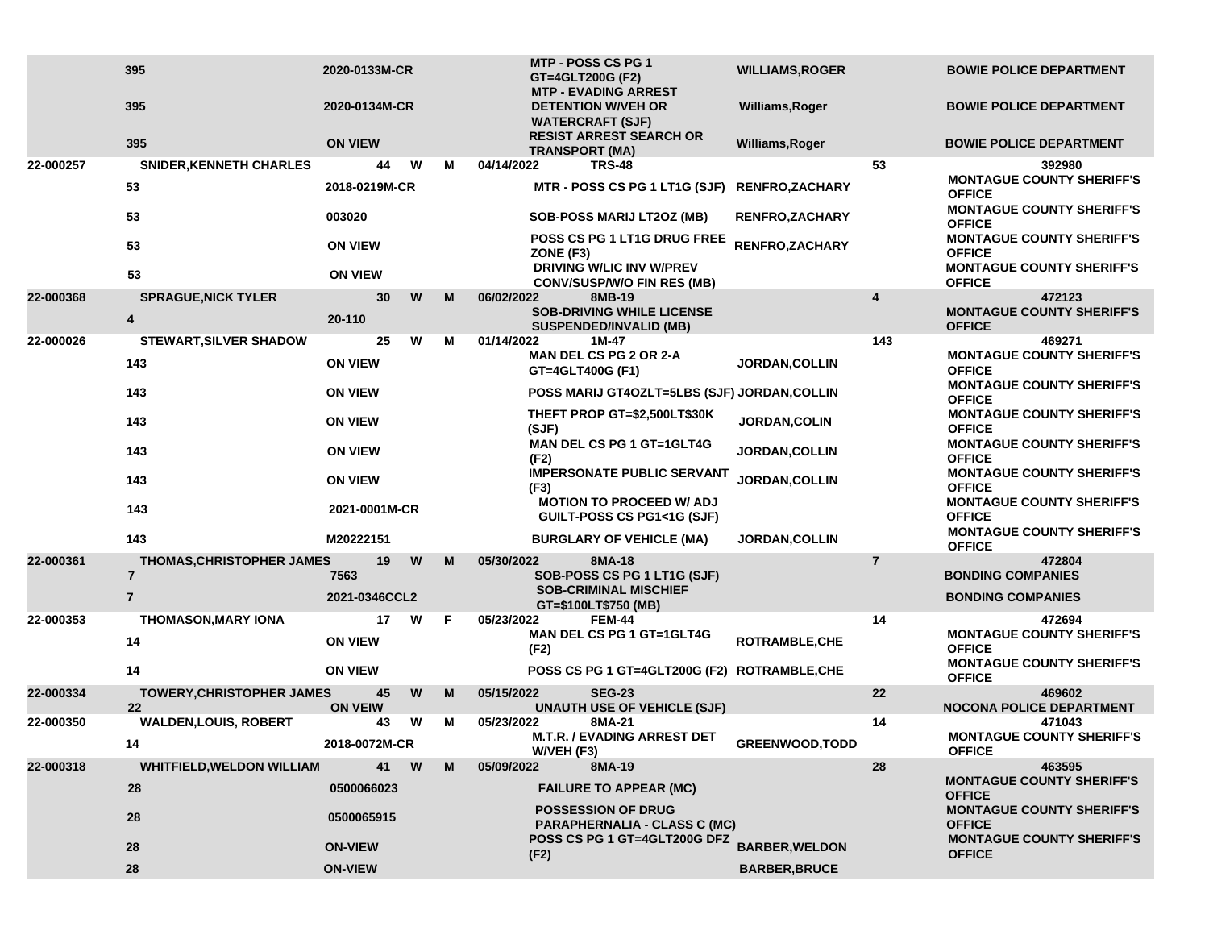| | | | | | | | | | |
|---|---|---|---|---|---|---|---|---|---|
| | 395 | 2020-0133M-CR | | | | MTP - POSS CS PG 1 GT=4GLT200G (F2) | WILLIAMS,ROGER | | BOWIE POLICE DEPARTMENT |
| | 395 | 2020-0134M-CR | | | | MTP - EVADING ARREST DETENTION W/VEH OR WATERCRAFT (SJF) | Williams,Roger | | BOWIE POLICE DEPARTMENT |
| | 395 | ON VIEW | | | | RESIST ARREST SEARCH OR TRANSPORT (MA) | Williams,Roger | | BOWIE POLICE DEPARTMENT |
| 22-000257 | SNIDER,KENNETH CHARLES | 44 | W | M | 04/14/2022 | TRS-48 | | 53 | 392980 |
| | 53 | 2018-0219M-CR | | | | MTR - POSS CS PG 1 LT1G (SJF) | RENFRO,ZACHARY | | MONTAGUE COUNTY SHERIFF'S OFFICE |
| | 53 | 003020 | | | | SOB-POSS MARIJ LT2OZ (MB) | RENFRO,ZACHARY | | MONTAGUE COUNTY SHERIFF'S OFFICE |
| | 53 | ON VIEW | | | | POSS CS PG 1 LT1G DRUG FREE ZONE (F3) | RENFRO,ZACHARY | | MONTAGUE COUNTY SHERIFF'S OFFICE |
| | 53 | ON VIEW | | | | DRIVING W/LIC INV W/PREV CONV/SUSP/W/O FIN RES (MB) | | | MONTAGUE COUNTY SHERIFF'S OFFICE |
| 22-000368 | SPRAGUE,NICK TYLER | 30 | W | M | 06/02/2022 | 8MB-19 | | 4 | 472123 |
| | 4 | 20-110 | | | | SOB-DRIVING WHILE LICENSE SUSPENDED/INVALID (MB) | | | MONTAGUE COUNTY SHERIFF'S OFFICE |
| 22-000026 | STEWART,SILVER SHADOW | 25 | W | M | 01/14/2022 | 1M-47 | | 143 | 469271 |
| | 143 | ON VIEW | | | | MAN DEL CS PG 2 OR 2-A GT=4GLT400G (F1) | JORDAN,COLLIN | | MONTAGUE COUNTY SHERIFF'S OFFICE |
| | 143 | ON VIEW | | | | POSS MARIJ GT4OZLT=5LBS (SJF) | JORDAN,COLLIN | | MONTAGUE COUNTY SHERIFF'S OFFICE |
| | 143 | ON VIEW | | | | THEFT PROP GT=$2,500LT$30K (SJF) | JORDAN,COLIN | | MONTAGUE COUNTY SHERIFF'S OFFICE |
| | 143 | ON VIEW | | | | MAN DEL CS PG 1 GT=1GLT4G (F2) | JORDAN,COLLIN | | MONTAGUE COUNTY SHERIFF'S OFFICE |
| | 143 | ON VIEW | | | | IMPERSONATE PUBLIC SERVANT (F3) | JORDAN,COLLIN | | MONTAGUE COUNTY SHERIFF'S OFFICE |
| | 143 | 2021-0001M-CR | | | | MOTION TO PROCEED W/ ADJ GUILT-POSS CS PG1<1G (SJF) | | | MONTAGUE COUNTY SHERIFF'S OFFICE |
| | 143 | M20222151 | | | | BURGLARY OF VEHICLE (MA) | JORDAN,COLLIN | | MONTAGUE COUNTY SHERIFF'S OFFICE |
| 22-000361 | THOMAS,CHRISTOPHER JAMES | 19 | W | M | 05/30/2022 | 8MA-18 | | 7 | 472804 |
| | 7 | 7563 | | | | SOB-POSS CS PG 1 LT1G (SJF) | | | BONDING COMPANIES |
| | 7 | 2021-0346CCL2 | | | | SOB-CRIMINAL MISCHIEF GT=$100LT$750 (MB) | | | BONDING COMPANIES |
| 22-000353 | THOMASON,MARY IONA | 17 | W | F | 05/23/2022 | FEM-44 | | 14 | 472694 |
| | 14 | ON VIEW | | | | MAN DEL CS PG 1 GT=1GLT4G (F2) | ROTRAMBLE,CHE | | MONTAGUE COUNTY SHERIFF'S OFFICE |
| | 14 | ON VIEW | | | | POSS CS PG 1 GT=4GLT200G (F2) | ROTRAMBLE,CHE | | MONTAGUE COUNTY SHERIFF'S OFFICE |
| 22-000334 | TOWERY,CHRISTOPHER JAMES | 45 | W | M | 05/15/2022 | SEG-23 | | 22 | 469602 |
| | 22 | ON VEIW | | | | UNAUTH USE OF VEHICLE (SJF) | | | NOCONA POLICE DEPARTMENT |
| 22-000350 | WALDEN,LOUIS, ROBERT | 43 | W | M | 05/23/2022 | 8MA-21 | | 14 | 471043 |
| | 14 | 2018-0072M-CR | | | | M.T.R. / EVADING ARREST DET W/VEH (F3) | GREENWOOD,TODD | | MONTAGUE COUNTY SHERIFF'S OFFICE |
| 22-000318 | WHITFIELD,WELDON WILLIAM | 41 | W | M | 05/09/2022 | 8MA-19 | | 28 | 463595 |
| | 28 | 0500066023 | | | | FAILURE TO APPEAR (MC) | | | MONTAGUE COUNTY SHERIFF'S OFFICE |
| | 28 | 0500065915 | | | | POSSESSION OF DRUG PARAPHERNALIA - CLASS C (MC) | | | MONTAGUE COUNTY SHERIFF'S OFFICE |
| | 28 | ON-VIEW | | | | POSS CS PG 1 GT=4GLT200G DFZ (F2) | BARBER,WELDON | | MONTAGUE COUNTY SHERIFF'S OFFICE |
| | 28 | ON-VIEW | | | | | BARBER,BRUCE | | |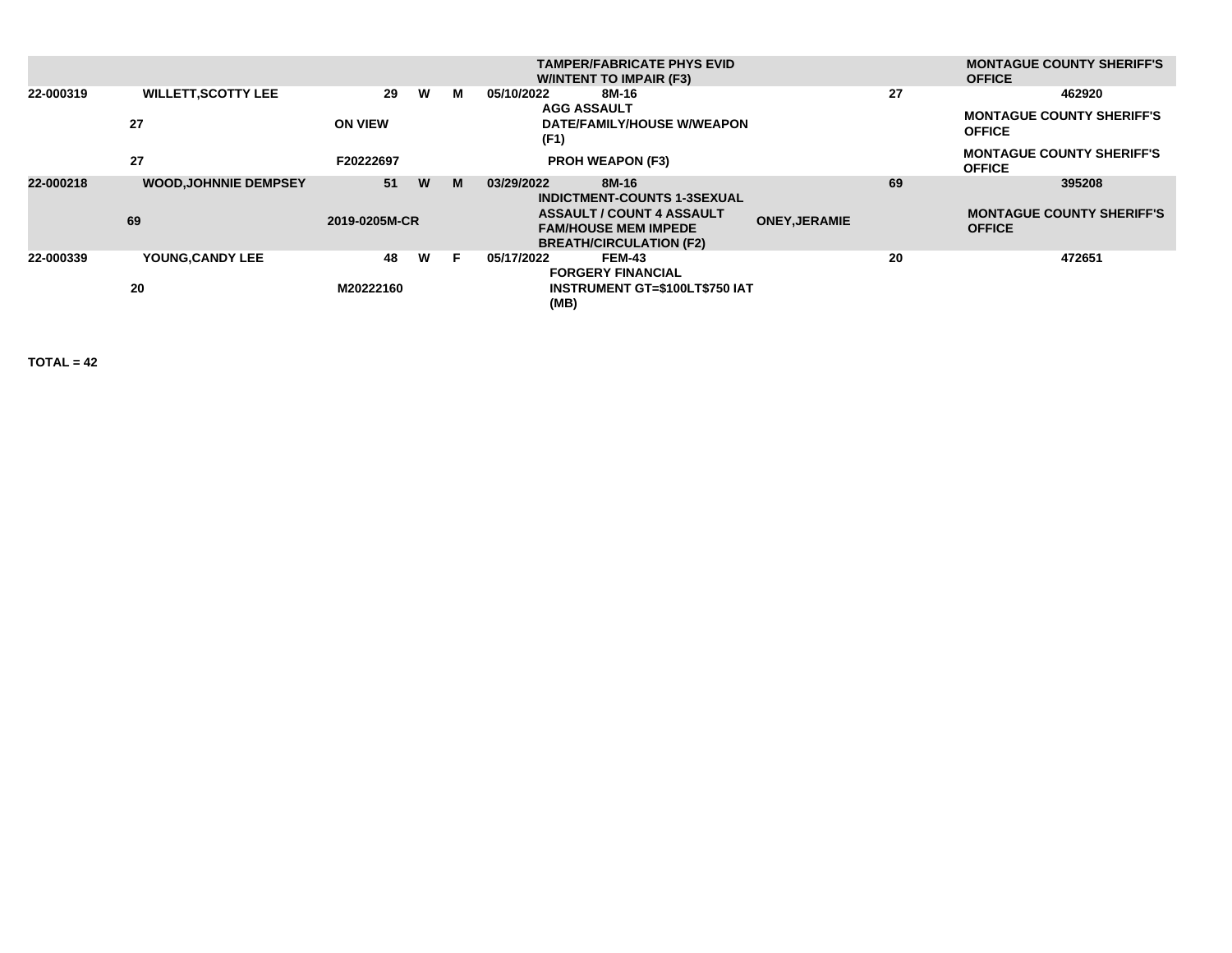| | | | | | | | | | |
|---|---|---|---|---|---|---|---|---|---|
| | | | | | | | TAMPER/FABRICATE PHYS EVID W/INTENT TO IMPAIR (F3) | | MONTAGUE COUNTY SHERIFF'S OFFICE |
| 22-000319 | WILLETT,SCOTTY LEE | 29 | W | M | 05/10/2022 | 8M-16 | | 27 | 462920 |
| | 27 | ON VIEW | | | | AGG ASSAULT DATE/FAMILY/HOUSE W/WEAPON (F1) | | | MONTAGUE COUNTY SHERIFF'S OFFICE |
| | 27 | F20222697 | | | | PROH WEAPON (F3) | | | MONTAGUE COUNTY SHERIFF'S OFFICE |
| 22-000218 | WOOD,JOHNNIE DEMPSEY | 51 | W | M | 03/29/2022 | 8M-16 | | 69 | 395208 |
| | 69 | 2019-0205M-CR | | | | INDICTMENT-COUNTS 1-3SEXUAL ASSAULT / COUNT 4 ASSAULT FAM/HOUSE MEM IMPEDE BREATH/CIRCULATION (F2) | ONEY,JERAMIE | | MONTAGUE COUNTY SHERIFF'S OFFICE |
| 22-000339 | YOUNG,CANDY LEE | 48 | W | F | 05/17/2022 | FEM-43 | | 20 | 472651 |
| | 20 | M20222160 | | | | FORGERY FINANCIAL INSTRUMENT GT=$100LT$750 IAT (MB) | | | |

TOTAL = 42